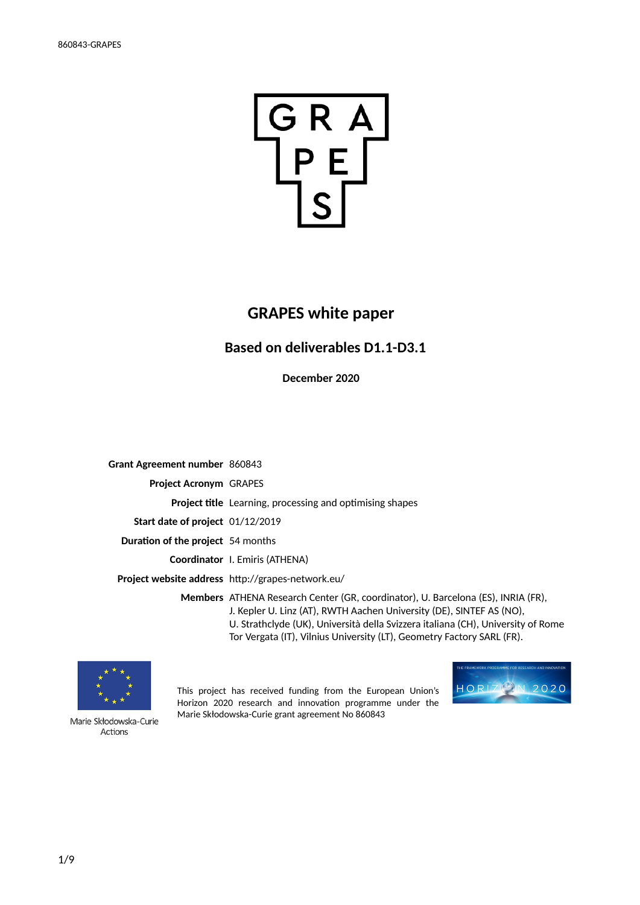# GRAPES white paper

## Based on deliverables D1.1-D3.1

**December 2020**

| | |
|---|---|
| **Grant Agreement number** | 860843 |
| **Project Acronym** | GRAPES |
| **Project title** | Learning, processing and optimising shapes |
| **Start date of project** | 01/12/2019 |
| **Duration of the project** | 54 months |
| **Coordinator** | I. Emiris (ATHENA) |
| **Project website address** | http://grapes-network.eu/ |
| **Members** | ATHENA Research Center (GR, coordinator), U. Barcelona (ES), INRIA (FR), J. Kepler U. Linz (AT), RWTH Aachen University (DE), SINTEF AS (NO), U. Strathclyde (UK), Università della Svizzera italiana (CH), University of Rome Tor Vergata (IT), Vilnius University (LT), Geometry Factory SARL (FR). |

Marie Skłodowska-Curie Actions

This project has received funding from the European Union's Horizon 2020 research and innovation programme under the Marie Skłodowska-Curie grant agreement No 860843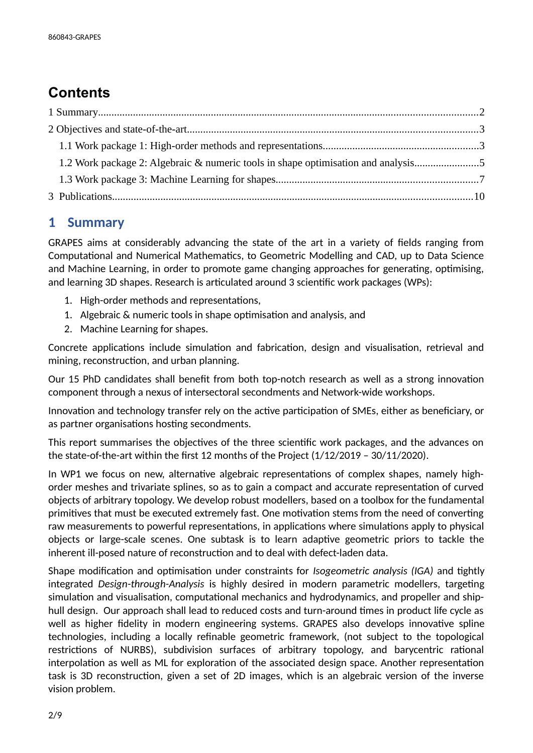# Contents

1 Summary.....2

2 Objectives and state-of-the-art.....3

1.1 Work package 1: High-order methods and representations.....3

1.2 Work package 2: Algebraic & numeric tools in shape optimisation and analysis.....5

1.3 Work package 3: Machine Learning for shapes.....7

3 Publications.....10

## 1 Summary

GRAPES aims at considerably advancing the state of the art in a variety of fields ranging from Computational and Numerical Mathematics, to Geometric Modelling and CAD, up to Data Science and Machine Learning, in order to promote game changing approaches for generating, optimising, and learning 3D shapes. Research is articulated around 3 scientific work packages (WPs):

1. High-order methods and representations,
1. Algebraic & numeric tools in shape optimisation and analysis, and
2. Machine Learning for shapes.

Concrete applications include simulation and fabrication, design and visualisation, retrieval and mining, reconstruction, and urban planning.

Our 15 PhD candidates shall benefit from both top-notch research as well as a strong innovation component through a nexus of intersectoral secondments and Network-wide workshops.

Innovation and technology transfer rely on the active participation of SMEs, either as beneficiary, or as partner organisations hosting secondments.

This report summarises the objectives of the three scientific work packages, and the advances on the state-of-the-art within the first 12 months of the Project (1/12/2019 – 30/11/2020).

In WP1 we focus on new, alternative algebraic representations of complex shapes, namely high-order meshes and trivariate splines, so as to gain a compact and accurate representation of curved objects of arbitrary topology. We develop robust modellers, based on a toolbox for the fundamental primitives that must be executed extremely fast. One motivation stems from the need of converting raw measurements to powerful representations, in applications where simulations apply to physical objects or large-scale scenes. One subtask is to learn adaptive geometric priors to tackle the inherent ill-posed nature of reconstruction and to deal with defect-laden data.

Shape modification and optimisation under constraints for *Isogeometric analysis (IGA)* and tightly integrated *Design-through-Analysis* is highly desired in modern parametric modellers, targeting simulation and visualisation, computational mechanics and hydrodynamics, and propeller and ship-hull design. Our approach shall lead to reduced costs and turn-around times in product life cycle as well as higher fidelity in modern engineering systems. GRAPES also develops innovative spline technologies, including a locally refinable geometric framework, (not subject to the topological restrictions of NURBS), subdivision surfaces of arbitrary topology, and barycentric rational interpolation as well as ML for exploration of the associated design space. Another representation task is 3D reconstruction, given a set of 2D images, which is an algebraic version of the inverse vision problem.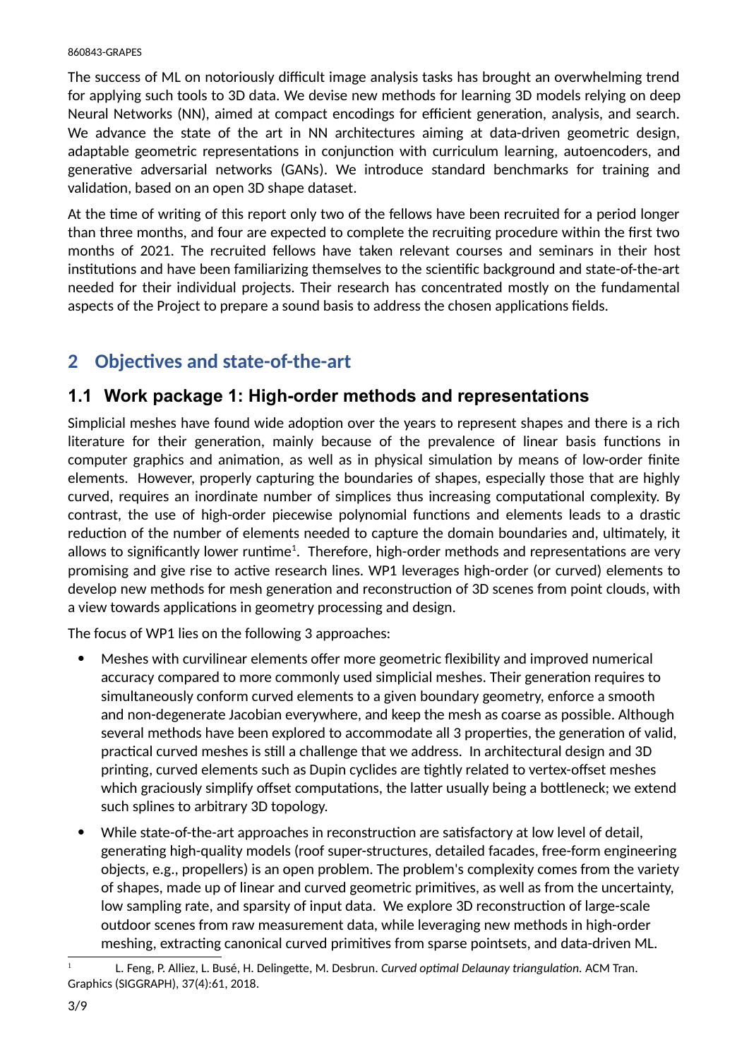The success of ML on notoriously difficult image analysis tasks has brought an overwhelming trend for applying such tools to 3D data. We devise new methods for learning 3D models relying on deep Neural Networks (NN), aimed at compact encodings for efficient generation, analysis, and search. We advance the state of the art in NN architectures aiming at data-driven geometric design, adaptable geometric representations in conjunction with curriculum learning, autoencoders, and generative adversarial networks (GANs). We introduce standard benchmarks for training and validation, based on an open 3D shape dataset.

At the time of writing of this report only two of the fellows have been recruited for a period longer than three months, and four are expected to complete the recruiting procedure within the first two months of 2021. The recruited fellows have taken relevant courses and seminars in their host institutions and have been familiarizing themselves to the scientific background and state-of-the-art needed for their individual projects. Their research has concentrated mostly on the fundamental aspects of the Project to prepare a sound basis to address the chosen applications fields.

# 2 Objectives and state-of-the-art

## 1.1 Work package 1: High-order methods and representations

Simplicial meshes have found wide adoption over the years to represent shapes and there is a rich literature for their generation, mainly because of the prevalence of linear basis functions in computer graphics and animation, as well as in physical simulation by means of low-order finite elements. However, properly capturing the boundaries of shapes, especially those that are highly curved, requires an inordinate number of simplices thus increasing computational complexity. By contrast, the use of high-order piecewise polynomial functions and elements leads to a drastic reduction of the number of elements needed to capture the domain boundaries and, ultimately, it allows to significantly lower runtime[1]. Therefore, high-order methods and representations are very promising and give rise to active research lines. WP1 leverages high-order (or curved) elements to develop new methods for mesh generation and reconstruction of 3D scenes from point clouds, with a view towards applications in geometry processing and design.

The focus of WP1 lies on the following 3 approaches:

- Meshes with curvilinear elements offer more geometric flexibility and improved numerical accuracy compared to more commonly used simplicial meshes. Their generation requires to simultaneously conform curved elements to a given boundary geometry, enforce a smooth and non-degenerate Jacobian everywhere, and keep the mesh as coarse as possible. Although several methods have been explored to accommodate all 3 properties, the generation of valid, practical curved meshes is still a challenge that we address. In architectural design and 3D printing, curved elements such as Dupin cyclides are tightly related to vertex-offset meshes which graciously simplify offset computations, the latter usually being a bottleneck; we extend such splines to arbitrary 3D topology.
- While state-of-the-art approaches in reconstruction are satisfactory at low level of detail, generating high-quality models (roof super-structures, detailed facades, free-form engineering objects, e.g., propellers) is an open problem. The problem's complexity comes from the variety of shapes, made up of linear and curved geometric primitives, as well as from the uncertainty, low sampling rate, and sparsity of input data. We explore 3D reconstruction of large-scale outdoor scenes from raw measurement data, while leveraging new methods in high-order meshing, extracting canonical curved primitives from sparse pointsets, and data-driven ML.

[1] L. Feng, P. Alliez, L. Busé, H. Delingette, M. Desbrun. *Curved optimal Delaunay triangulation.* ACM Tran. Graphics (SIGGRAPH), 37(4):61, 2018.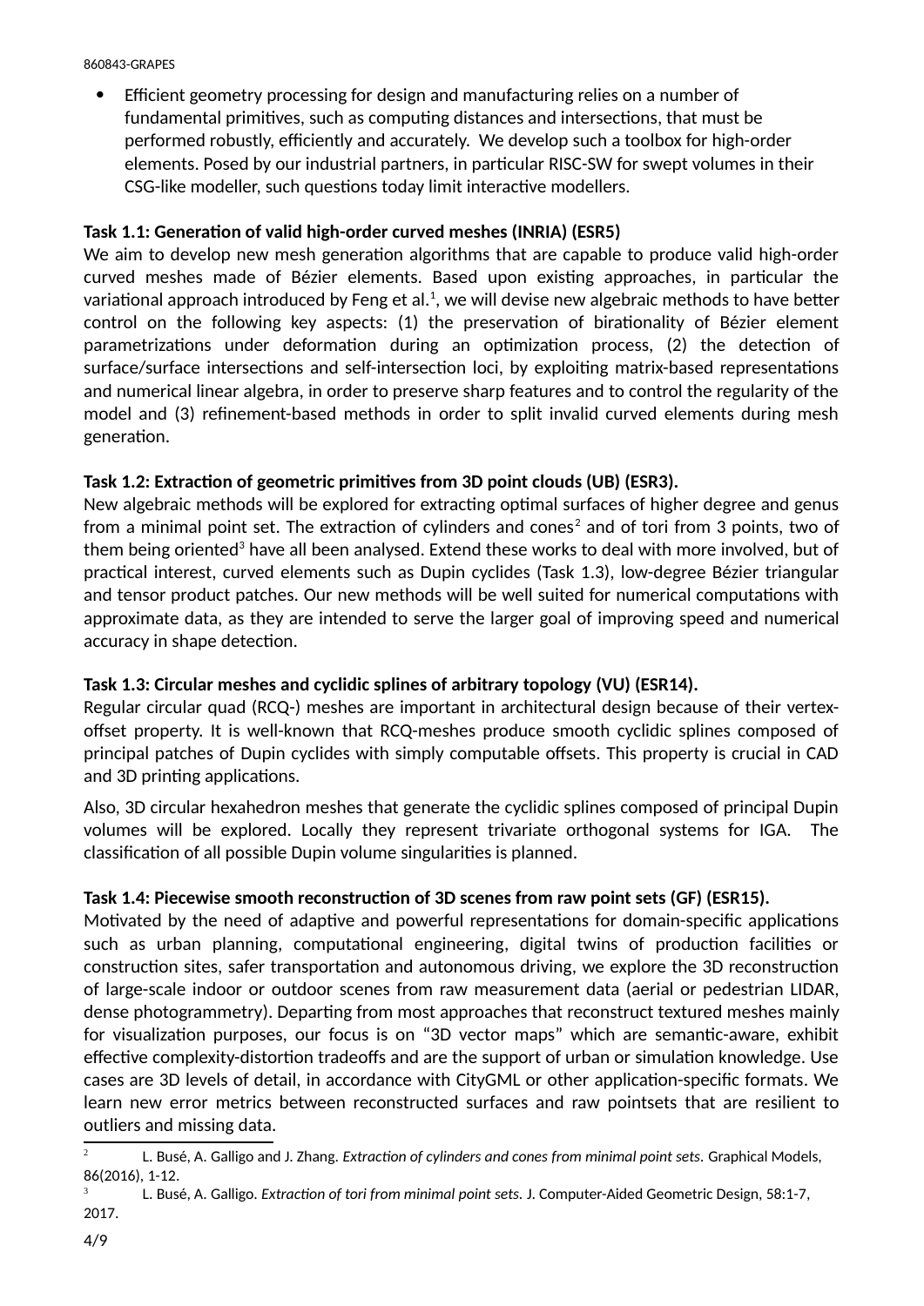- Efficient geometry processing for design and manufacturing relies on a number of fundamental primitives, such as computing distances and intersections, that must be performed robustly, efficiently and accurately. We develop such a toolbox for high-order elements. Posed by our industrial partners, in particular RISC-SW for swept volumes in their CSG-like modeller, such questions today limit interactive modellers.

**Task 1.1: Generation of valid high-order curved meshes (INRIA) (ESR5)**

We aim to develop new mesh generation algorithms that are capable to produce valid high-order curved meshes made of Bézier elements. Based upon existing approaches, in particular the variational approach introduced by Feng et al.[1], we will devise new algebraic methods to have better control on the following key aspects: (1) the preservation of birationality of Bézier element parametrizations under deformation during an optimization process, (2) the detection of surface/surface intersections and self-intersection loci, by exploiting matrix-based representations and numerical linear algebra, in order to preserve sharp features and to control the regularity of the model and (3) refinement-based methods in order to split invalid curved elements during mesh generation.

**Task 1.2: Extraction of geometric primitives from 3D point clouds (UB) (ESR3).**

New algebraic methods will be explored for extracting optimal surfaces of higher degree and genus from a minimal point set. The extraction of cylinders and cones[2] and of tori from 3 points, two of them being oriented[3] have all been analysed. Extend these works to deal with more involved, but of practical interest, curved elements such as Dupin cyclides (Task 1.3), low-degree Bézier triangular and tensor product patches. Our new methods will be well suited for numerical computations with approximate data, as they are intended to serve the larger goal of improving speed and numerical accuracy in shape detection.

**Task 1.3: Circular meshes and cyclidic splines of arbitrary topology (VU) (ESR14).**

Regular circular quad (RCQ-) meshes are important in architectural design because of their vertex-offset property. It is well-known that RCQ-meshes produce smooth cyclidic splines composed of principal patches of Dupin cyclides with simply computable offsets. This property is crucial in CAD and 3D printing applications.

Also, 3D circular hexahedron meshes that generate the cyclidic splines composed of principal Dupin volumes will be explored. Locally they represent trivariate orthogonal systems for IGA. The classification of all possible Dupin volume singularities is planned.

**Task 1.4: Piecewise smooth reconstruction of 3D scenes from raw point sets (GF) (ESR15).**

Motivated by the need of adaptive and powerful representations for domain-specific applications such as urban planning, computational engineering, digital twins of production facilities or construction sites, safer transportation and autonomous driving, we explore the 3D reconstruction of large-scale indoor or outdoor scenes from raw measurement data (aerial or pedestrian LIDAR, dense photogrammetry). Departing from most approaches that reconstruct textured meshes mainly for visualization purposes, our focus is on "3D vector maps" which are semantic-aware, exhibit effective complexity-distortion tradeoffs and are the support of urban or simulation knowledge. Use cases are 3D levels of detail, in accordance with CityGML or other application-specific formats. We learn new error metrics between reconstructed surfaces and raw pointsets that are resilient to outliers and missing data.

---

[2] L. Busé, A. Galligo and J. Zhang. *Extraction of cylinders and cones from minimal point sets*. Graphical Models, 86(2016), 1-12.

[3] L. Busé, A. Galligo. *Extraction of tori from minimal point sets*. J. Computer-Aided Geometric Design, 58:1-7, 2017.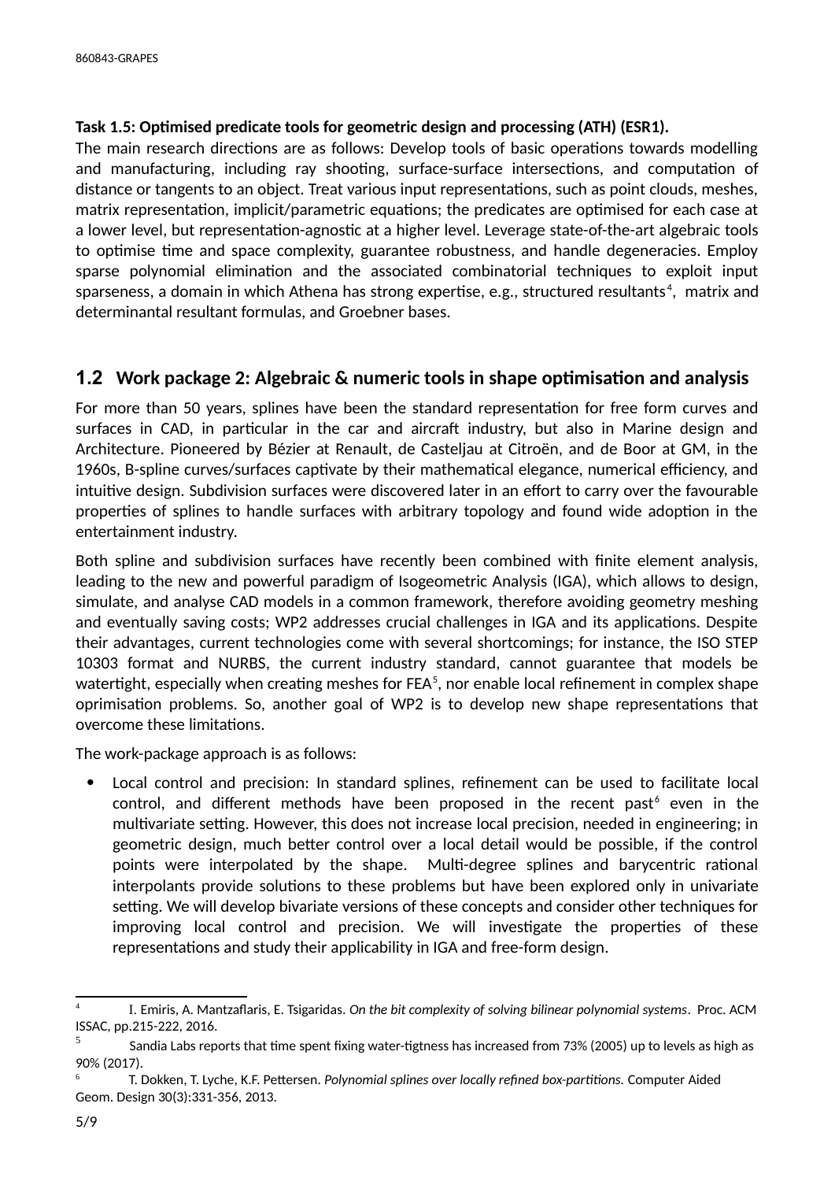**Task 1.5: Optimised predicate tools for geometric design and processing (ATH) (ESR1).**

The main research directions are as follows: Develop tools of basic operations towards modelling and manufacturing, including ray shooting, surface-surface intersections, and computation of distance or tangents to an object. Treat various input representations, such as point clouds, meshes, matrix representation, implicit/parametric equations; the predicates are optimised for each case at a lower level, but representation-agnostic at a higher level. Leverage state-of-the-art algebraic tools to optimise time and space complexity, guarantee robustness, and handle degeneracies. Employ sparse polynomial elimination and the associated combinatorial techniques to exploit input sparseness, a domain in which Athena has strong expertise, e.g., structured resultants[4], matrix and determinantal resultant formulas, and Groebner bases.

## 1.2 Work package 2: Algebraic & numeric tools in shape optimisation and analysis

For more than 50 years, splines have been the standard representation for free form curves and surfaces in CAD, in particular in the car and aircraft industry, but also in Marine design and Architecture. Pioneered by Bézier at Renault, de Casteljau at Citroën, and de Boor at GM, in the 1960s, B-spline curves/surfaces captivate by their mathematical elegance, numerical efficiency, and intuitive design. Subdivision surfaces were discovered later in an effort to carry over the favourable properties of splines to handle surfaces with arbitrary topology and found wide adoption in the entertainment industry.

Both spline and subdivision surfaces have recently been combined with finite element analysis, leading to the new and powerful paradigm of Isogeometric Analysis (IGA), which allows to design, simulate, and analyse CAD models in a common framework, therefore avoiding geometry meshing and eventually saving costs; WP2 addresses crucial challenges in IGA and its applications. Despite their advantages, current technologies come with several shortcomings; for instance, the ISO STEP 10303 format and NURBS, the current industry standard, cannot guarantee that models be watertight, especially when creating meshes for FEA[5], nor enable local refinement in complex shape oprimisation problems. So, another goal of WP2 is to develop new shape representations that overcome these limitations.

The work-package approach is as follows:

- Local control and precision: In standard splines, refinement can be used to facilitate local control, and different methods have been proposed in the recent past[6] even in the multivariate setting. However, this does not increase local precision, needed in engineering; in geometric design, much better control over a local detail would be possible, if the control points were interpolated by the shape. Multi-degree splines and barycentric rational interpolants provide solutions to these problems but have been explored only in univariate setting. We will develop bivariate versions of these concepts and consider other techniques for improving local control and precision. We will investigate the properties of these representations and study their applicability in IGA and free-form design.

---

[4] I. Emiris, A. Mantzaflaris, E. Tsigaridas. *On the bit complexity of solving bilinear polynomial systems*. Proc. ACM ISSAC, pp.215-222, 2016.

[5] Sandia Labs reports that time spent fixing water-tigtness has increased from 73% (2005) up to levels as high as 90% (2017).

[6] T. Dokken, T. Lyche, K.F. Pettersen. *Polynomial splines over locally refined box-partitions.* Computer Aided Geom. Design 30(3):331-356, 2013.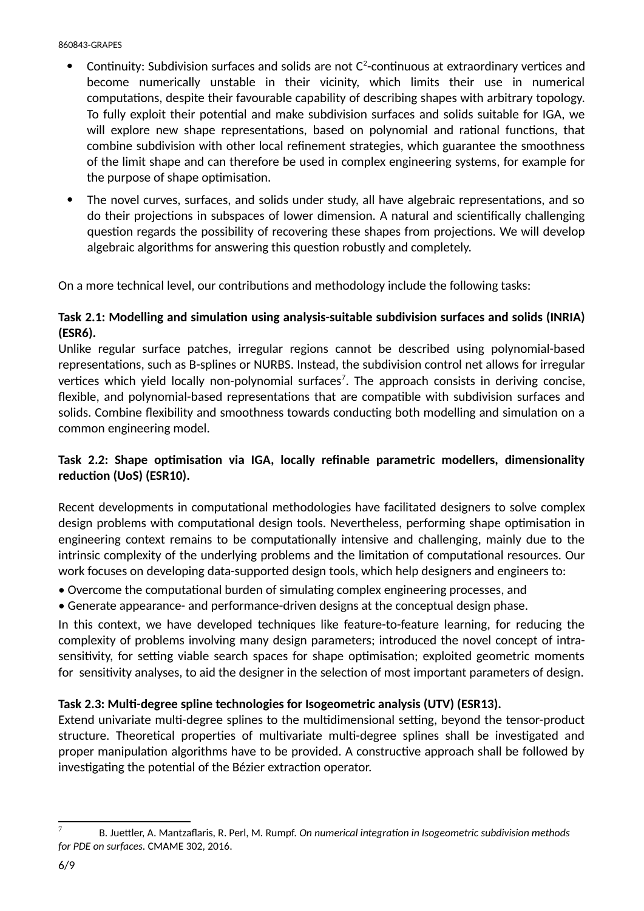- Continuity: Subdivision surfaces and solids are not $C^2$-continuous at extraordinary vertices and become numerically unstable in their vicinity, which limits their use in numerical computations, despite their favourable capability of describing shapes with arbitrary topology. To fully exploit their potential and make subdivision surfaces and solids suitable for IGA, we will explore new shape representations, based on polynomial and rational functions, that combine subdivision with other local refinement strategies, which guarantee the smoothness of the limit shape and can therefore be used in complex engineering systems, for example for the purpose of shape optimisation.
- The novel curves, surfaces, and solids under study, all have algebraic representations, and so do their projections in subspaces of lower dimension. A natural and scientifically challenging question regards the possibility of recovering these shapes from projections. We will develop algebraic algorithms for answering this question robustly and completely.

On a more technical level, our contributions and methodology include the following tasks:

**Task 2.1: Modelling and simulation using analysis-suitable subdivision surfaces and solids (INRIA) (ESR6).**

Unlike regular surface patches, irregular regions cannot be described using polynomial-based representations, such as B-splines or NURBS. Instead, the subdivision control net allows for irregular vertices which yield locally non-polynomial surfaces[7]. The approach consists in deriving concise, flexible, and polynomial-based representations that are compatible with subdivision surfaces and solids. Combine flexibility and smoothness towards conducting both modelling and simulation on a common engineering model.

**Task 2.2: Shape optimisation via IGA, locally refinable parametric modellers, dimensionality reduction (UoS) (ESR10).**

Recent developments in computational methodologies have facilitated designers to solve complex design problems with computational design tools. Nevertheless, performing shape optimisation in engineering context remains to be computationally intensive and challenging, mainly due to the intrinsic complexity of the underlying problems and the limitation of computational resources. Our work focuses on developing data-supported design tools, which help designers and engineers to:

- Overcome the computational burden of simulating complex engineering processes, and
- Generate appearance- and performance-driven designs at the conceptual design phase.

In this context, we have developed techniques like feature-to-feature learning, for reducing the complexity of problems involving many design parameters; introduced the novel concept of intra-sensitivity, for setting viable search spaces for shape optimisation; exploited geometric moments for sensitivity analyses, to aid the designer in the selection of most important parameters of design.

**Task 2.3: Multi-degree spline technologies for Isogeometric analysis (UTV) (ESR13).**

Extend univariate multi-degree splines to the multidimensional setting, beyond the tensor-product structure. Theoretical properties of multivariate multi-degree splines shall be investigated and proper manipulation algorithms have to be provided. A constructive approach shall be followed by investigating the potential of the Bézier extraction operator.

[7] B. Juettler, A. Mantzaflaris, R. Perl, M. Rumpf. *On numerical integration in Isogeometric subdivision methods for PDE on surfaces*. CMAME 302, 2016.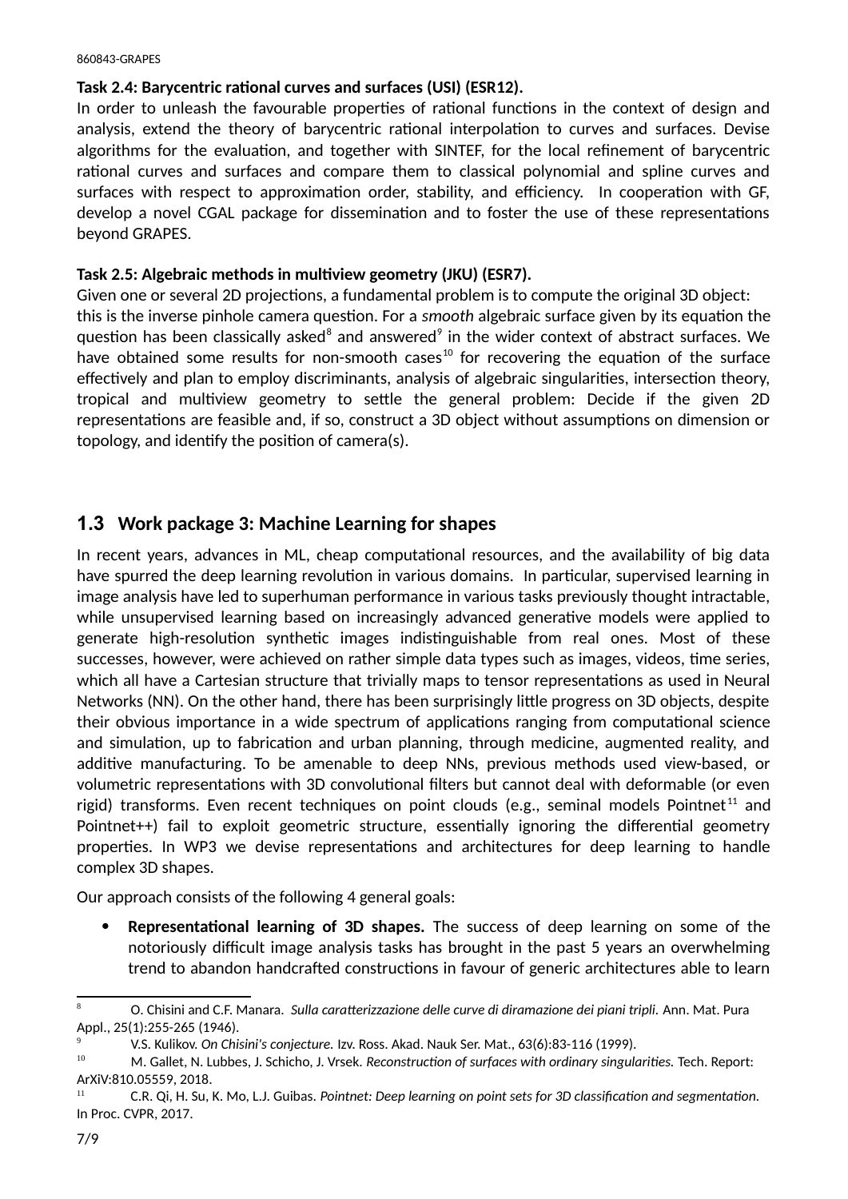**Task 2.4: Barycentric rational curves and surfaces (USI) (ESR12).**

In order to unleash the favourable properties of rational functions in the context of design and analysis, extend the theory of barycentric rational interpolation to curves and surfaces. Devise algorithms for the evaluation, and together with SINTEF, for the local refinement of barycentric rational curves and surfaces and compare them to classical polynomial and spline curves and surfaces with respect to approximation order, stability, and efficiency. In cooperation with GF, develop a novel CGAL package for dissemination and to foster the use of these representations beyond GRAPES.

**Task 2.5: Algebraic methods in multiview geometry (JKU) (ESR7).**

Given one or several 2D projections, a fundamental problem is to compute the original 3D object: this is the inverse pinhole camera question. For a *smooth* algebraic surface given by its equation the question has been classically asked[8] and answered[9] in the wider context of abstract surfaces. We have obtained some results for non-smooth cases[10] for recovering the equation of the surface effectively and plan to employ discriminants, analysis of algebraic singularities, intersection theory, tropical and multiview geometry to settle the general problem: Decide if the given 2D representations are feasible and, if so, construct a 3D object without assumptions on dimension or topology, and identify the position of camera(s).

## 1.3 Work package 3: Machine Learning for shapes

In recent years, advances in ML, cheap computational resources, and the availability of big data have spurred the deep learning revolution in various domains. In particular, supervised learning in image analysis have led to superhuman performance in various tasks previously thought intractable, while unsupervised learning based on increasingly advanced generative models were applied to generate high-resolution synthetic images indistinguishable from real ones. Most of these successes, however, were achieved on rather simple data types such as images, videos, time series, which all have a Cartesian structure that trivially maps to tensor representations as used in Neural Networks (NN). On the other hand, there has been surprisingly little progress on 3D objects, despite their obvious importance in a wide spectrum of applications ranging from computational science and simulation, up to fabrication and urban planning, through medicine, augmented reality, and additive manufacturing. To be amenable to deep NNs, previous methods used view-based, or volumetric representations with 3D convolutional filters but cannot deal with deformable (or even rigid) transforms. Even recent techniques on point clouds (e.g., seminal models Pointnet[11] and Pointnet++) fail to exploit geometric structure, essentially ignoring the differential geometry properties. In WP3 we devise representations and architectures for deep learning to handle complex 3D shapes.

Our approach consists of the following 4 general goals:

- **Representational learning of 3D shapes.** The success of deep learning on some of the notoriously difficult image analysis tasks has brought in the past 5 years an overwhelming trend to abandon handcrafted constructions in favour of generic architectures able to learn

---

[8] O. Chisini and C.F. Manara. *Sulla caratterizzazione delle curve di diramazione dei piani tripli.* Ann. Mat. Pura Appl., 25(1):255-265 (1946).

[9] V.S. Kulikov. *On Chisini's conjecture.* Izv. Ross. Akad. Nauk Ser. Mat., 63(6):83-116 (1999).

[10] M. Gallet, N. Lubbes, J. Schicho, J. Vrsek. *Reconstruction of surfaces with ordinary singularities.* Tech. Report: ArXiV:810.05559, 2018.

[11] C.R. Qi, H. Su, K. Mo, L.J. Guibas. *Pointnet: Deep learning on point sets for 3D classification and segmentation.* In Proc. CVPR, 2017.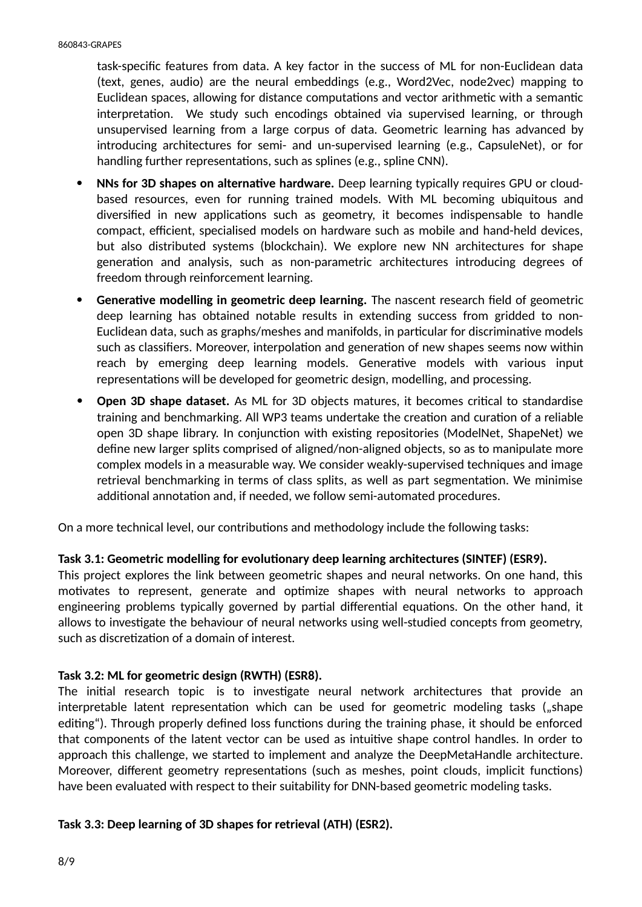task-specific features from data. A key factor in the success of ML for non-Euclidean data (text, genes, audio) are the neural embeddings (e.g., Word2Vec, node2vec) mapping to Euclidean spaces, allowing for distance computations and vector arithmetic with a semantic interpretation. We study such encodings obtained via supervised learning, or through unsupervised learning from a large corpus of data. Geometric learning has advanced by introducing architectures for semi- and un-supervised learning (e.g., CapsuleNet), or for handling further representations, such as splines (e.g., spline CNN).

- **NNs for 3D shapes on alternative hardware.** Deep learning typically requires GPU or cloud-based resources, even for running trained models. With ML becoming ubiquitous and diversified in new applications such as geometry, it becomes indispensable to handle compact, efficient, specialised models on hardware such as mobile and hand-held devices, but also distributed systems (blockchain). We explore new NN architectures for shape generation and analysis, such as non-parametric architectures introducing degrees of freedom through reinforcement learning.
- **Generative modelling in geometric deep learning.** The nascent research field of geometric deep learning has obtained notable results in extending success from gridded to non-Euclidean data, such as graphs/meshes and manifolds, in particular for discriminative models such as classifiers. Moreover, interpolation and generation of new shapes seems now within reach by emerging deep learning models. Generative models with various input representations will be developed for geometric design, modelling, and processing.
- **Open 3D shape dataset.** As ML for 3D objects matures, it becomes critical to standardise training and benchmarking. All WP3 teams undertake the creation and curation of a reliable open 3D shape library. In conjunction with existing repositories (ModelNet, ShapeNet) we define new larger splits comprised of aligned/non-aligned objects, so as to manipulate more complex models in a measurable way. We consider weakly-supervised techniques and image retrieval benchmarking in terms of class splits, as well as part segmentation. We minimise additional annotation and, if needed, we follow semi-automated procedures.

On a more technical level, our contributions and methodology include the following tasks:

**Task 3.1: Geometric modelling for evolutionary deep learning architectures (SINTEF) (ESR9).**
This project explores the link between geometric shapes and neural networks. On one hand, this motivates to represent, generate and optimize shapes with neural networks to approach engineering problems typically governed by partial differential equations. On the other hand, it allows to investigate the behaviour of neural networks using well-studied concepts from geometry, such as discretization of a domain of interest.

**Task 3.2: ML for geometric design (RWTH) (ESR8).**
The initial research topic is to investigate neural network architectures that provide an interpretable latent representation which can be used for geometric modeling tasks („shape editing“). Through properly defined loss functions during the training phase, it should be enforced that components of the latent vector can be used as intuitive shape control handles. In order to approach this challenge, we started to implement and analyze the DeepMetaHandle architecture. Moreover, different geometry representations (such as meshes, point clouds, implicit functions) have been evaluated with respect to their suitability for DNN-based geometric modeling tasks.

**Task 3.3: Deep learning of 3D shapes for retrieval (ATH) (ESR2).**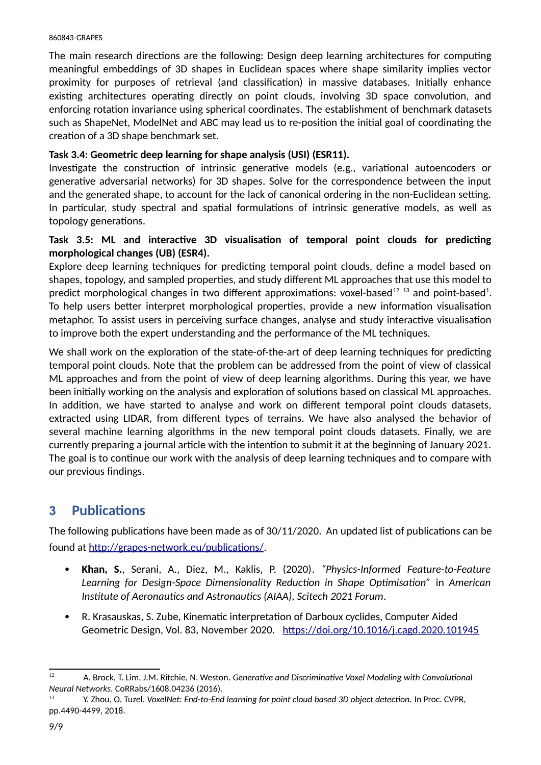The main research directions are the following: Design deep learning architectures for computing meaningful embeddings of 3D shapes in Euclidean spaces where shape similarity implies vector proximity for purposes of retrieval (and classification) in massive databases. Initially enhance existing architectures operating directly on point clouds, involving 3D space convolution, and enforcing rotation invariance using spherical coordinates. The establishment of benchmark datasets such as ShapeNet, ModelNet and ABC may lead us to re-position the initial goal of coordinating the creation of a 3D shape benchmark set.

**Task 3.4: Geometric deep learning for shape analysis (USI) (ESR11).**
Investigate the construction of intrinsic generative models (e.g., variational autoencoders or generative adversarial networks) for 3D shapes. Solve for the correspondence between the input and the generated shape, to account for the lack of canonical ordering in the non-Euclidean setting. In particular, study spectral and spatial formulations of intrinsic generative models, as well as topology generations.

**Task 3.5: ML and interactive 3D visualisation of temporal point clouds for predicting morphological changes (UB) (ESR4).**
Explore deep learning techniques for predicting temporal point clouds, define a model based on shapes, topology, and sampled properties, and study different ML approaches that use this model to predict morphological changes in two different approximations: voxel-based[12] [13] and point-based[1]. To help users better interpret morphological properties, provide a new information visualisation metaphor. To assist users in perceiving surface changes, analyse and study interactive visualisation to improve both the expert understanding and the performance of the ML techniques.

We shall work on the exploration of the state-of-the-art of deep learning techniques for predicting temporal point clouds. Note that the problem can be addressed from the point of view of classical ML approaches and from the point of view of deep learning algorithms. During this year, we have been initially working on the analysis and exploration of solutions based on classical ML approaches. In addition, we have started to analyse and work on different temporal point clouds datasets, extracted using LIDAR, from different types of terrains. We have also analysed the behavior of several machine learning algorithms in the new temporal point clouds datasets. Finally, we are currently preparing a journal article with the intention to submit it at the beginning of January 2021. The goal is to continue our work with the analysis of deep learning techniques and to compare with our previous findings.

# 3 Publications

The following publications have been made as of 30/11/2020. An updated list of publications can be found at http://grapes-network.eu/publications/.

- **Khan, S.**, Serani, A., Diez, M., Kaklis, P. (2020). *"Physics-Informed Feature-to-Feature Learning for Design-Space Dimensionality Reduction in Shape Optimisation"* in *American Institute of Aeronautics and Astronautics (AIAA), Scitech 2021 Forum*.
- R. Krasauskas, S. Zube, Kinematic interpretation of Darboux cyclides, Computer Aided Geometric Design, Vol. 83, November 2020. https://doi.org/10.1016/j.cagd.2020.101945

---

[12] A. Brock, T. Lim, J.M. Ritchie, N. Weston. *Generative and Discriminative Voxel Modeling with Convolutional Neural Networks*. CoRRabs/1608.04236 (2016).

[13] Y. Zhou, O. Tuzel. *VoxelNet: End-to-End learning for point cloud based 3D object detection.* In Proc. CVPR, pp.4490-4499, 2018.